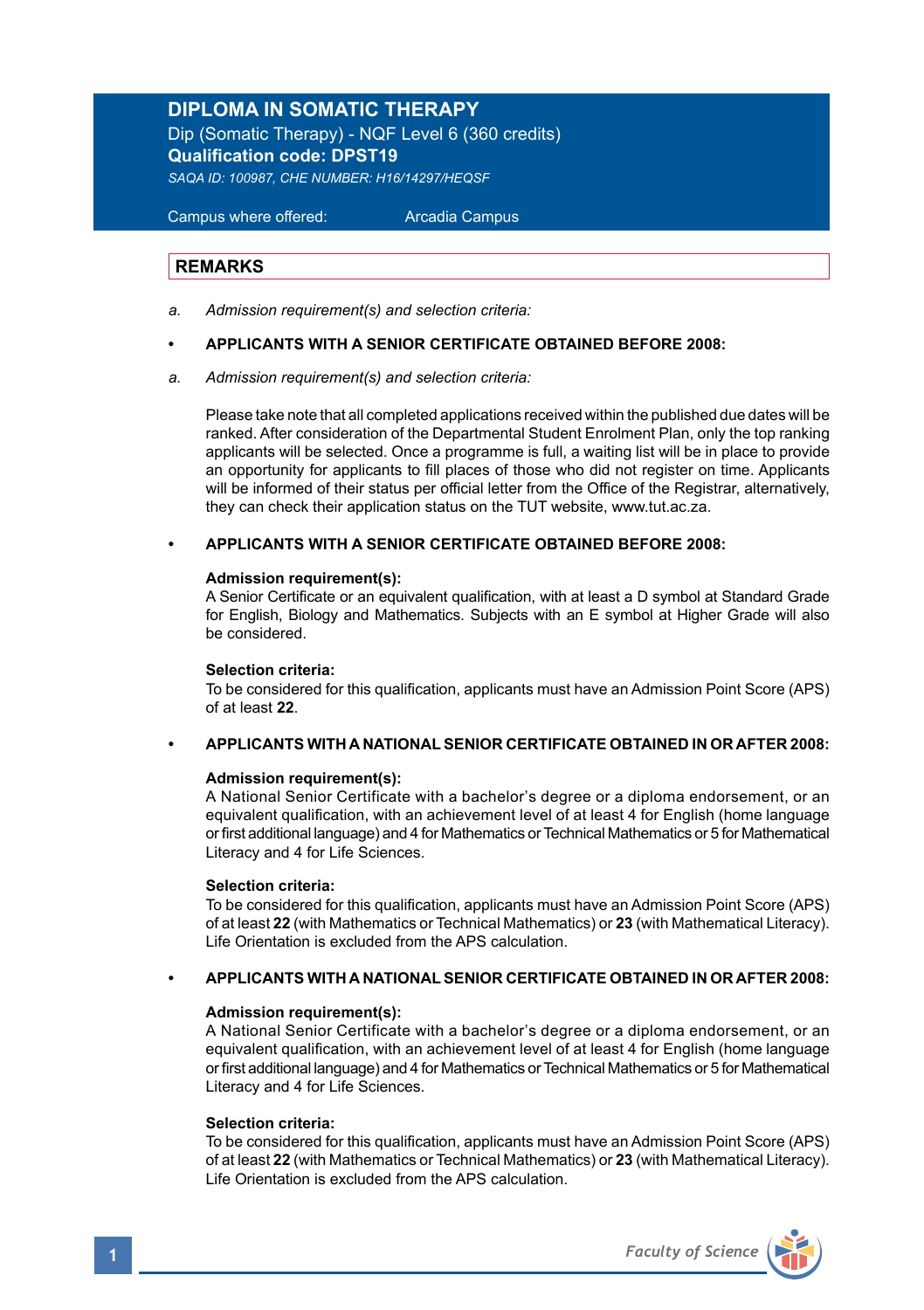# DIPLOMA IN SOMATIC THERAPY

Dip (Somatic Therapy) - NQF Level 6 (360 credits)

**Qualification code: DPST19**

*SAQA ID: 100987, CHE NUMBER: H16/14297/HEQSF*

Campus where offered: Arcadia Campus

## REMARKS

a. *Admission requirement(s) and selection criteria:*

- **APPLICANTS WITH A SENIOR CERTIFICATE OBTAINED BEFORE 2008:**

a. *Admission requirement(s) and selection criteria:*

Please take note that all completed applications received within the published due dates will be ranked. After consideration of the Departmental Student Enrolment Plan, only the top ranking applicants will be selected. Once a programme is full, a waiting list will be in place to provide an opportunity for applicants to fill places of those who did not register on time. Applicants will be informed of their status per official letter from the Office of the Registrar, alternatively, they can check their application status on the TUT website, www.tut.ac.za.

- **APPLICANTS WITH A SENIOR CERTIFICATE OBTAINED BEFORE 2008:**

**Admission requirement(s):**
A Senior Certificate or an equivalent qualification, with at least a D symbol at Standard Grade for English, Biology and Mathematics. Subjects with an E symbol at Higher Grade will also be considered.

**Selection criteria:**
To be considered for this qualification, applicants must have an Admission Point Score (APS) of at least **22**.

- **APPLICANTS WITH A NATIONAL SENIOR CERTIFICATE OBTAINED IN OR AFTER 2008:**

**Admission requirement(s):**
A National Senior Certificate with a bachelor's degree or a diploma endorsement, or an equivalent qualification, with an achievement level of at least 4 for English (home language or first additional language) and 4 for Mathematics or Technical Mathematics or 5 for Mathematical Literacy and 4 for Life Sciences.

**Selection criteria:**
To be considered for this qualification, applicants must have an Admission Point Score (APS) of at least **22** (with Mathematics or Technical Mathematics) or **23** (with Mathematical Literacy). Life Orientation is excluded from the APS calculation.

- **APPLICANTS WITH A NATIONAL SENIOR CERTIFICATE OBTAINED IN OR AFTER 2008:**

**Admission requirement(s):**
A National Senior Certificate with a bachelor's degree or a diploma endorsement, or an equivalent qualification, with an achievement level of at least 4 for English (home language or first additional language) and 4 for Mathematics or Technical Mathematics or 5 for Mathematical Literacy and 4 for Life Sciences.

**Selection criteria:**
To be considered for this qualification, applicants must have an Admission Point Score (APS) of at least **22** (with Mathematics or Technical Mathematics) or **23** (with Mathematical Literacy). Life Orientation is excluded from the APS calculation.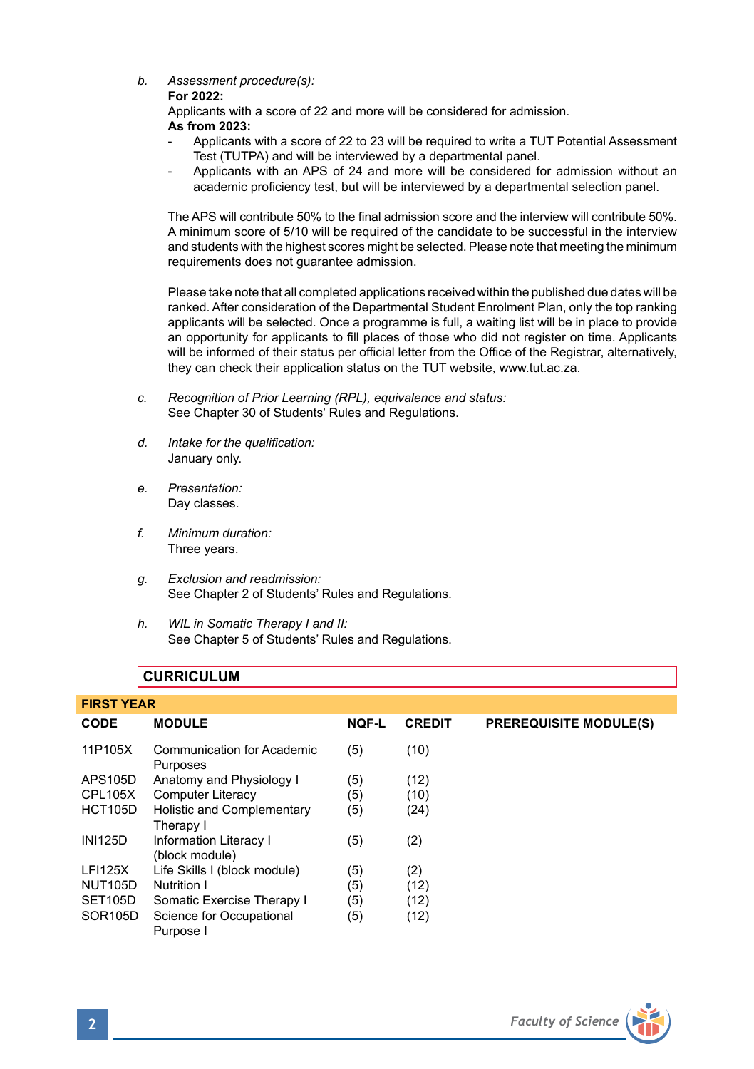*b. Assessment procedure(s):*

**For 2022:**

Applicants with a score of 22 and more will be considered for admission.

**As from 2023:**

- Applicants with a score of 22 to 23 will be required to write a TUT Potential Assessment Test (TUTPA) and will be interviewed by a departmental panel.
- Applicants with an APS of 24 and more will be considered for admission without an academic proficiency test, but will be interviewed by a departmental selection panel.

The APS will contribute 50% to the final admission score and the interview will contribute 50%. A minimum score of 5/10 will be required of the candidate to be successful in the interview and students with the highest scores might be selected. Please note that meeting the minimum requirements does not guarantee admission.

Please take note that all completed applications received within the published due dates will be ranked. After consideration of the Departmental Student Enrolment Plan, only the top ranking applicants will be selected. Once a programme is full, a waiting list will be in place to provide an opportunity for applicants to fill places of those who did not register on time. Applicants will be informed of their status per official letter from the Office of the Registrar, alternatively, they can check their application status on the TUT website, www.tut.ac.za.

*c. Recognition of Prior Learning (RPL), equivalence and status:*

See Chapter 30 of Students' Rules and Regulations.

*d. Intake for the qualification:*

January only.

*e. Presentation:*

Day classes.

*f. Minimum duration:*

Three years.

*g. Exclusion and readmission:*

See Chapter 2 of Students' Rules and Regulations.

*h. WIL in Somatic Therapy I and II:*

See Chapter 5 of Students' Rules and Regulations.

## CURRICULUM

### FIRST YEAR

| CODE | MODULE | NQF-L | CREDIT | PREREQUISITE MODULE(S) |
|---|---|---|---|---|
| 11P105X | Communication for Academic Purposes | (5) | (10) | |
| APS105D | Anatomy and Physiology I | (5) | (12) | |
| CPL105X | Computer Literacy | (5) | (10) | |
| HCT105D | Holistic and Complementary Therapy I | (5) | (24) | |
| INI125D | Information Literacy I (block module) | (5) | (2) | |
| LFI125X | Life Skills I (block module) | (5) | (2) | |
| NUT105D | Nutrition I | (5) | (12) | |
| SET105D | Somatic Exercise Therapy I | (5) | (12) | |
| SOR105D | Science for Occupational Purpose I | (5) | (12) | |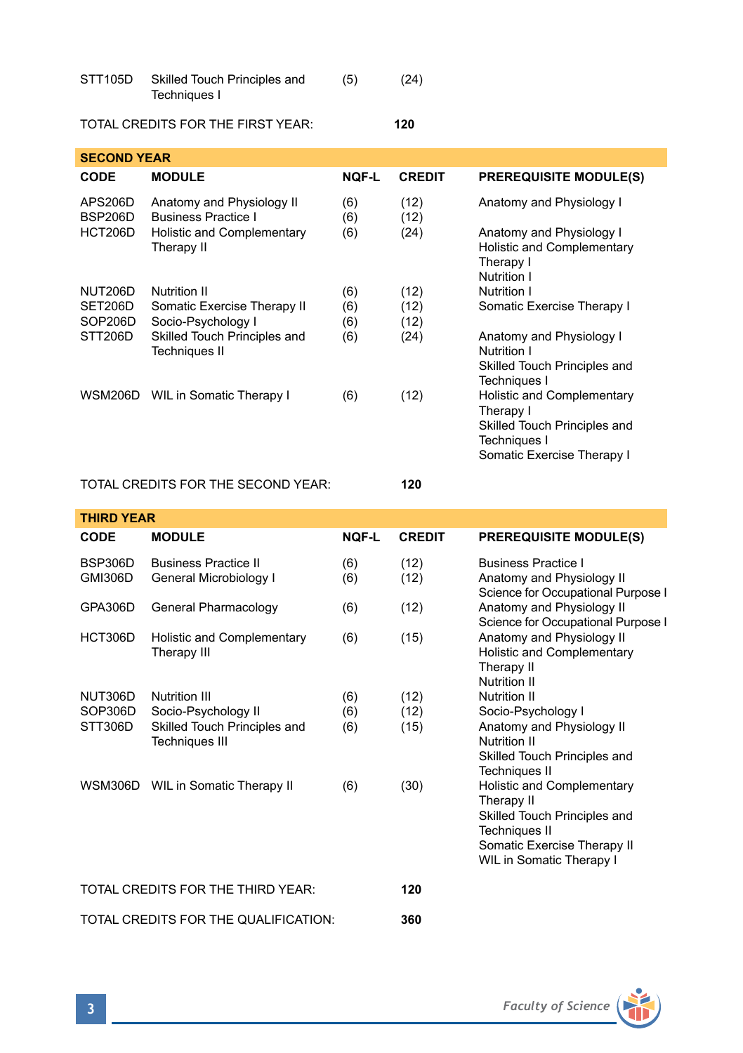| | | | |
|---|---|---|---|
| STT105D | Skilled Touch Principles and Techniques I | (5) | (24) |

TOTAL CREDITS FOR THE FIRST YEAR: **120**

## SECOND YEAR

| CODE | MODULE | NQF-L | CREDIT | PREREQUISITE MODULE(S) |
|---|---|---|---|---|
| APS206D | Anatomy and Physiology II | (6) | (12) | Anatomy and Physiology I |
| BSP206D | Business Practice I | (6) | (12) | |
| HCT206D | Holistic and Complementary Therapy II | (6) | (24) | Anatomy and Physiology I<br>Holistic and Complementary Therapy I<br>Nutrition I |
| NUT206D | Nutrition II | (6) | (12) | Nutrition I |
| SET206D | Somatic Exercise Therapy II | (6) | (12) | Somatic Exercise Therapy I |
| SOP206D | Socio-Psychology I | (6) | (12) | |
| STT206D | Skilled Touch Principles and Techniques II | (6) | (24) | Anatomy and Physiology I<br>Nutrition I<br>Skilled Touch Principles and Techniques I |
| WSM206D | WIL in Somatic Therapy I | (6) | (12) | Holistic and Complementary Therapy I<br>Skilled Touch Principles and Techniques I<br>Somatic Exercise Therapy I |

TOTAL CREDITS FOR THE SECOND YEAR: **120**

## THIRD YEAR

| CODE | MODULE | NQF-L | CREDIT | PREREQUISITE MODULE(S) |
|---|---|---|---|---|
| BSP306D | Business Practice II | (6) | (12) | Business Practice I |
| GMI306D | General Microbiology I | (6) | (12) | Anatomy and Physiology II<br>Science for Occupational Purpose I |
| GPA306D | General Pharmacology | (6) | (12) | Anatomy and Physiology II<br>Science for Occupational Purpose I |
| HCT306D | Holistic and Complementary Therapy III | (6) | (15) | Anatomy and Physiology II<br>Holistic and Complementary Therapy II<br>Nutrition II |
| NUT306D | Nutrition III | (6) | (12) | Nutrition II |
| SOP306D | Socio-Psychology II | (6) | (12) | Socio-Psychology I |
| STT306D | Skilled Touch Principles and Techniques III | (6) | (15) | Anatomy and Physiology II<br>Nutrition II<br>Skilled Touch Principles and Techniques II |
| WSM306D | WIL in Somatic Therapy II | (6) | (30) | Holistic and Complementary Therapy II<br>Skilled Touch Principles and Techniques II<br>Somatic Exercise Therapy II<br>WIL in Somatic Therapy I |

TOTAL CREDITS FOR THE THIRD YEAR: **120**

TOTAL CREDITS FOR THE QUALIFICATION: **360**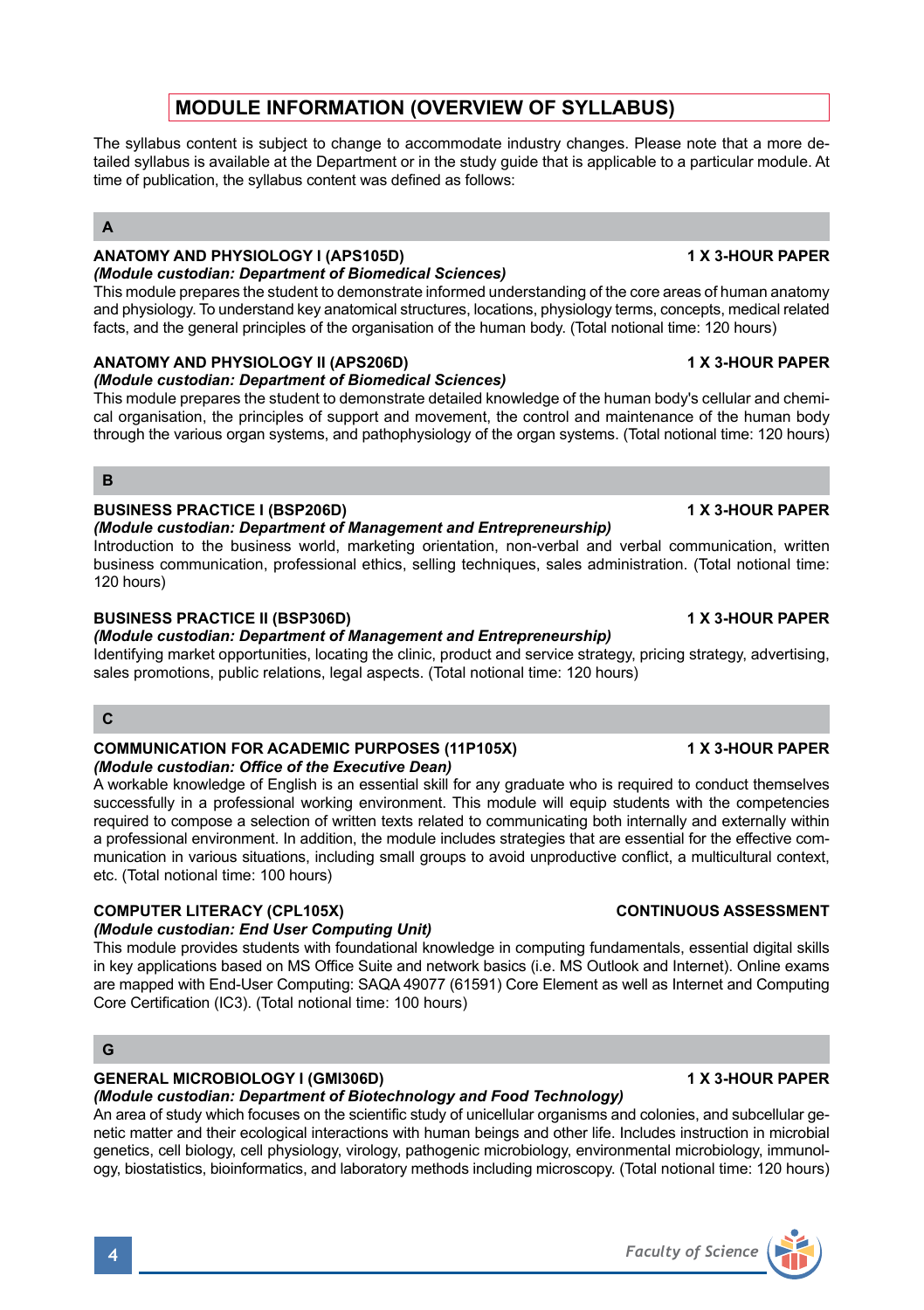# MODULE INFORMATION (OVERVIEW OF SYLLABUS)

The syllabus content is subject to change to accommodate industry changes. Please note that a more detailed syllabus is available at the Department or in the study guide that is applicable to a particular module. At time of publication, the syllabus content was defined as follows:

## A

### ANATOMY AND PHYSIOLOGY I (APS105D) — 1 X 3-HOUR PAPER

***(Module custodian: Department of Biomedical Sciences)***

This module prepares the student to demonstrate informed understanding of the core areas of human anatomy and physiology. To understand key anatomical structures, locations, physiology terms, concepts, medical related facts, and the general principles of the organisation of the human body. (Total notional time: 120 hours)

### ANATOMY AND PHYSIOLOGY II (APS206D) — 1 X 3-HOUR PAPER

***(Module custodian: Department of Biomedical Sciences)***

This module prepares the student to demonstrate detailed knowledge of the human body's cellular and chemical organisation, the principles of support and movement, the control and maintenance of the human body through the various organ systems, and pathophysiology of the organ systems. (Total notional time: 120 hours)

## B

### BUSINESS PRACTICE I (BSP206D) — 1 X 3-HOUR PAPER

***(Module custodian: Department of Management and Entrepreneurship)***

Introduction to the business world, marketing orientation, non-verbal and verbal communication, written business communication, professional ethics, selling techniques, sales administration. (Total notional time: 120 hours)

### BUSINESS PRACTICE II (BSP306D) — 1 X 3-HOUR PAPER

***(Module custodian: Department of Management and Entrepreneurship)***

Identifying market opportunities, locating the clinic, product and service strategy, pricing strategy, advertising, sales promotions, public relations, legal aspects. (Total notional time: 120 hours)

## C

### COMMUNICATION FOR ACADEMIC PURPOSES (11P105X) — 1 X 3-HOUR PAPER

***(Module custodian: Office of the Executive Dean)***

A workable knowledge of English is an essential skill for any graduate who is required to conduct themselves successfully in a professional working environment. This module will equip students with the competencies required to compose a selection of written texts related to communicating both internally and externally within a professional environment. In addition, the module includes strategies that are essential for the effective communication in various situations, including small groups to avoid unproductive conflict, a multicultural context, etc. (Total notional time: 100 hours)

### COMPUTER LITERACY (CPL105X) — CONTINUOUS ASSESSMENT

***(Module custodian: End User Computing Unit)***

This module provides students with foundational knowledge in computing fundamentals, essential digital skills in key applications based on MS Office Suite and network basics (i.e. MS Outlook and Internet). Online exams are mapped with End-User Computing: SAQA 49077 (61591) Core Element as well as Internet and Computing Core Certification (IC3). (Total notional time: 100 hours)

## G

### GENERAL MICROBIOLOGY I (GMI306D) — 1 X 3-HOUR PAPER

***(Module custodian: Department of Biotechnology and Food Technology)***

An area of study which focuses on the scientific study of unicellular organisms and colonies, and subcellular genetic matter and their ecological interactions with human beings and other life. Includes instruction in microbial genetics, cell biology, cell physiology, virology, pathogenic microbiology, environmental microbiology, immunology, biostatistics, bioinformatics, and laboratory methods including microscopy. (Total notional time: 120 hours)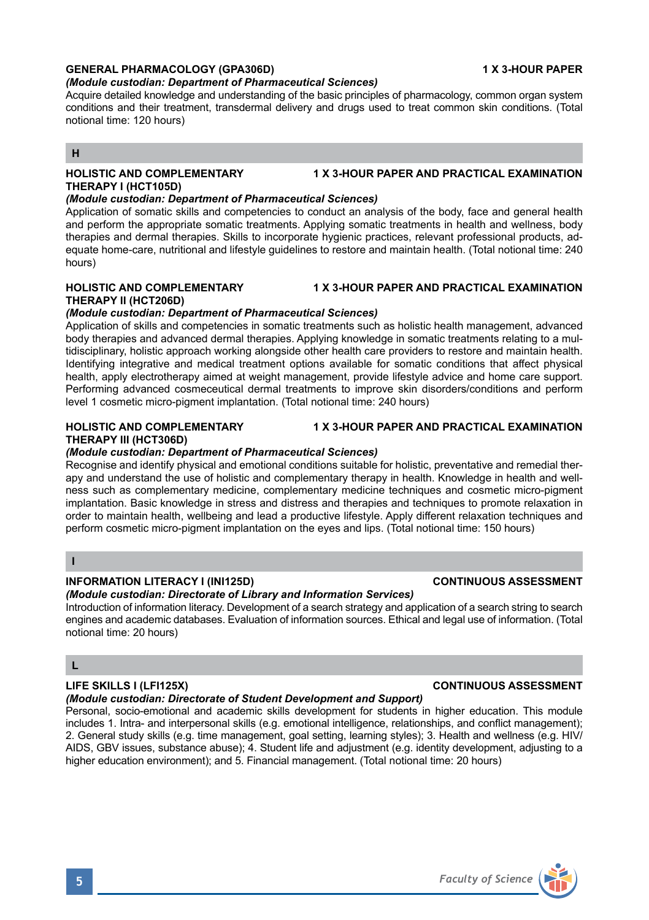**GENERAL PHARMACOLOGY (GPA306D)** **1 X 3-HOUR PAPER**

***(Module custodian: Department of Pharmaceutical Sciences)***

Acquire detailed knowledge and understanding of the basic principles of pharmacology, common organ system conditions and their treatment, transdermal delivery and drugs used to treat common skin conditions. (Total notional time: 120 hours)

## H

**HOLISTIC AND COMPLEMENTARY THERAPY I (HCT105D)** **1 X 3-HOUR PAPER AND PRACTICAL EXAMINATION**

***(Module custodian: Department of Pharmaceutical Sciences)***

Application of somatic skills and competencies to conduct an analysis of the body, face and general health and perform the appropriate somatic treatments. Applying somatic treatments in health and wellness, body therapies and dermal therapies. Skills to incorporate hygienic practices, relevant professional products, adequate home-care, nutritional and lifestyle guidelines to restore and maintain health. (Total notional time: 240 hours)

**HOLISTIC AND COMPLEMENTARY THERAPY II (HCT206D)** **1 X 3-HOUR PAPER AND PRACTICAL EXAMINATION**

***(Module custodian: Department of Pharmaceutical Sciences)***

Application of skills and competencies in somatic treatments such as holistic health management, advanced body therapies and advanced dermal therapies. Applying knowledge in somatic treatments relating to a multidisciplinary, holistic approach working alongside other health care providers to restore and maintain health. Identifying integrative and medical treatment options available for somatic conditions that affect physical health, apply electrotherapy aimed at weight management, provide lifestyle advice and home care support. Performing advanced cosmeceutical dermal treatments to improve skin disorders/conditions and perform level 1 cosmetic micro-pigment implantation. (Total notional time: 240 hours)

**HOLISTIC AND COMPLEMENTARY THERAPY III (HCT306D)** **1 X 3-HOUR PAPER AND PRACTICAL EXAMINATION**

***(Module custodian: Department of Pharmaceutical Sciences)***

Recognise and identify physical and emotional conditions suitable for holistic, preventative and remedial therapy and understand the use of holistic and complementary therapy in health. Knowledge in health and wellness such as complementary medicine, complementary medicine techniques and cosmetic micro-pigment implantation. Basic knowledge in stress and distress and therapies and techniques to promote relaxation in order to maintain health, wellbeing and lead a productive lifestyle. Apply different relaxation techniques and perform cosmetic micro-pigment implantation on the eyes and lips. (Total notional time: 150 hours)

## I

**INFORMATION LITERACY I (INI125D)** **CONTINUOUS ASSESSMENT**

***(Module custodian: Directorate of Library and Information Services)***

Introduction of information literacy. Development of a search strategy and application of a search string to search engines and academic databases. Evaluation of information sources. Ethical and legal use of information. (Total notional time: 20 hours)

## L

**LIFE SKILLS I (LFI125X)** **CONTINUOUS ASSESSMENT**

***(Module custodian: Directorate of Student Development and Support)***

Personal, socio-emotional and academic skills development for students in higher education. This module includes 1. Intra- and interpersonal skills (e.g. emotional intelligence, relationships, and conflict management); 2. General study skills (e.g. time management, goal setting, learning styles); 3. Health and wellness (e.g. HIV/AIDS, GBV issues, substance abuse); 4. Student life and adjustment (e.g. identity development, adjusting to a higher education environment); and 5. Financial management. (Total notional time: 20 hours)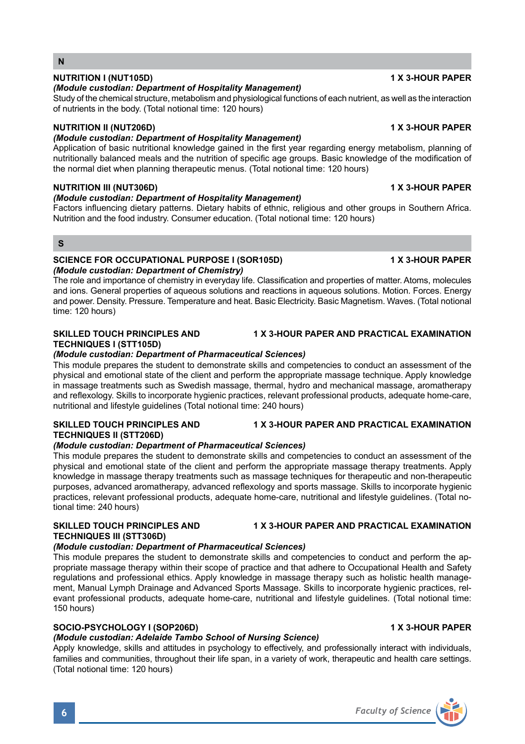## N

### NUTRITION I (NUT105D) — 1 X 3-HOUR PAPER

***(Module custodian: Department of Hospitality Management)***

Study of the chemical structure, metabolism and physiological functions of each nutrient, as well as the interaction of nutrients in the body. (Total notional time: 120 hours)

### NUTRITION II (NUT206D) — 1 X 3-HOUR PAPER

***(Module custodian: Department of Hospitality Management)***

Application of basic nutritional knowledge gained in the first year regarding energy metabolism, planning of nutritionally balanced meals and the nutrition of specific age groups. Basic knowledge of the modification of the normal diet when planning therapeutic menus. (Total notional time: 120 hours)

### NUTRITION III (NUT306D) — 1 X 3-HOUR PAPER

***(Module custodian: Department of Hospitality Management)***

Factors influencing dietary patterns. Dietary habits of ethnic, religious and other groups in Southern Africa. Nutrition and the food industry. Consumer education. (Total notional time: 120 hours)

## S

### SCIENCE FOR OCCUPATIONAL PURPOSE I (SOR105D) — 1 X 3-HOUR PAPER

***(Module custodian: Department of Chemistry)***

The role and importance of chemistry in everyday life. Classification and properties of matter. Atoms, molecules and ions. General properties of aqueous solutions and reactions in aqueous solutions. Motion. Forces. Energy and power. Density. Pressure. Temperature and heat. Basic Electricity. Basic Magnetism. Waves. (Total notional time: 120 hours)

### SKILLED TOUCH PRINCIPLES AND TECHNIQUES I (STT105D) — 1 X 3-HOUR PAPER AND PRACTICAL EXAMINATION

***(Module custodian: Department of Pharmaceutical Sciences)***

This module prepares the student to demonstrate skills and competencies to conduct an assessment of the physical and emotional state of the client and perform the appropriate massage technique. Apply knowledge in massage treatments such as Swedish massage, thermal, hydro and mechanical massage, aromatherapy and reflexology. Skills to incorporate hygienic practices, relevant professional products, adequate home-care, nutritional and lifestyle guidelines (Total notional time: 240 hours)

### SKILLED TOUCH PRINCIPLES AND TECHNIQUES II (STT206D) — 1 X 3-HOUR PAPER AND PRACTICAL EXAMINATION

***(Module custodian: Department of Pharmaceutical Sciences)***

This module prepares the student to demonstrate skills and competencies to conduct an assessment of the physical and emotional state of the client and perform the appropriate massage therapy treatments. Apply knowledge in massage therapy treatments such as massage techniques for therapeutic and non-therapeutic purposes, advanced aromatherapy, advanced reflexology and sports massage. Skills to incorporate hygienic practices, relevant professional products, adequate home-care, nutritional and lifestyle guidelines. (Total notional time: 240 hours)

### SKILLED TOUCH PRINCIPLES AND TECHNIQUES III (STT306D) — 1 X 3-HOUR PAPER AND PRACTICAL EXAMINATION

***(Module custodian: Department of Pharmaceutical Sciences)***

This module prepares the student to demonstrate skills and competencies to conduct and perform the appropriate massage therapy within their scope of practice and that adhere to Occupational Health and Safety regulations and professional ethics. Apply knowledge in massage therapy such as holistic health management, Manual Lymph Drainage and Advanced Sports Massage. Skills to incorporate hygienic practices, relevant professional products, adequate home-care, nutritional and lifestyle guidelines. (Total notional time: 150 hours)

### SOCIO-PSYCHOLOGY I (SOP206D) — 1 X 3-HOUR PAPER

***(Module custodian: Adelaide Tambo School of Nursing Science)***

Apply knowledge, skills and attitudes in psychology to effectively, and professionally interact with individuals, families and communities, throughout their life span, in a variety of work, therapeutic and health care settings. (Total notional time: 120 hours)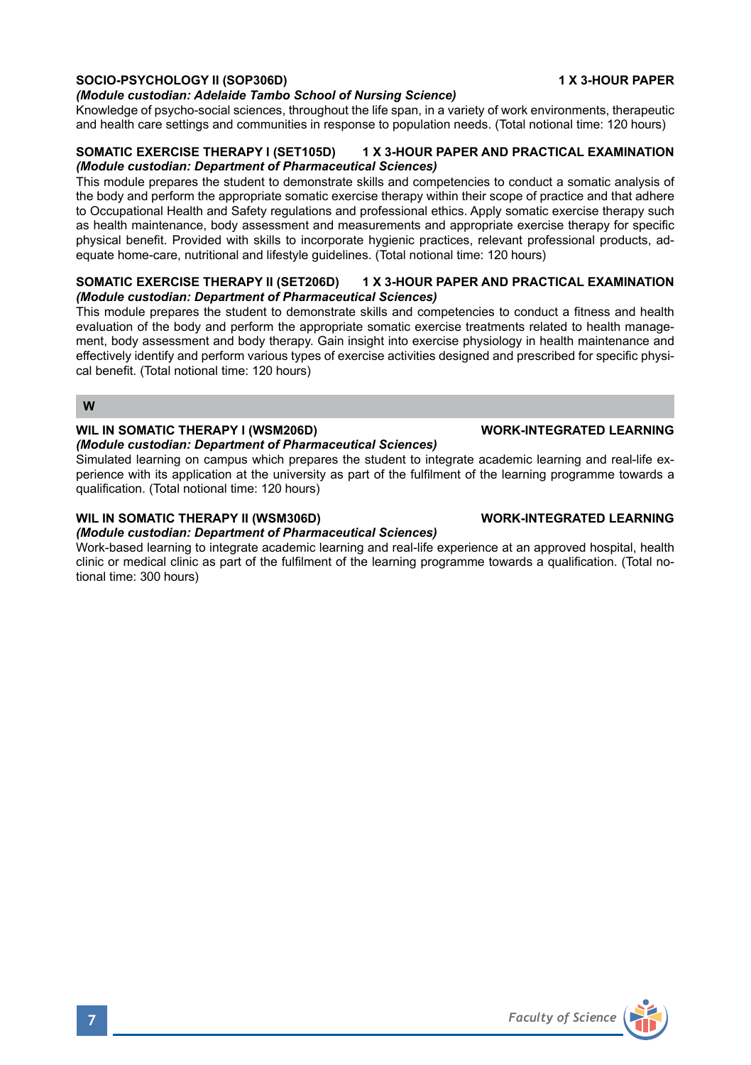**SOCIO-PSYCHOLOGY II (SOP306D)** **1 X 3-HOUR PAPER**

***(Module custodian: Adelaide Tambo School of Nursing Science)***

Knowledge of psycho-social sciences, throughout the life span, in a variety of work environments, therapeutic and health care settings and communities in response to population needs. (Total notional time: 120 hours)

**SOMATIC EXERCISE THERAPY I (SET105D)** **1 X 3-HOUR PAPER AND PRACTICAL EXAMINATION**

***(Module custodian: Department of Pharmaceutical Sciences)***

This module prepares the student to demonstrate skills and competencies to conduct a somatic analysis of the body and perform the appropriate somatic exercise therapy within their scope of practice and that adhere to Occupational Health and Safety regulations and professional ethics. Apply somatic exercise therapy such as health maintenance, body assessment and measurements and appropriate exercise therapy for specific physical benefit. Provided with skills to incorporate hygienic practices, relevant professional products, adequate home-care, nutritional and lifestyle guidelines. (Total notional time: 120 hours)

**SOMATIC EXERCISE THERAPY II (SET206D)** **1 X 3-HOUR PAPER AND PRACTICAL EXAMINATION**

***(Module custodian: Department of Pharmaceutical Sciences)***

This module prepares the student to demonstrate skills and competencies to conduct a fitness and health evaluation of the body and perform the appropriate somatic exercise treatments related to health management, body assessment and body therapy. Gain insight into exercise physiology in health maintenance and effectively identify and perform various types of exercise activities designed and prescribed for specific physical benefit. (Total notional time: 120 hours)

## W

**WIL IN SOMATIC THERAPY I (WSM206D)** **WORK-INTEGRATED LEARNING**

***(Module custodian: Department of Pharmaceutical Sciences)***

Simulated learning on campus which prepares the student to integrate academic learning and real-life experience with its application at the university as part of the fulfilment of the learning programme towards a qualification. (Total notional time: 120 hours)

**WIL IN SOMATIC THERAPY II (WSM306D)** **WORK-INTEGRATED LEARNING**

***(Module custodian: Department of Pharmaceutical Sciences)***

Work-based learning to integrate academic learning and real-life experience at an approved hospital, health clinic or medical clinic as part of the fulfilment of the learning programme towards a qualification. (Total notional time: 300 hours)